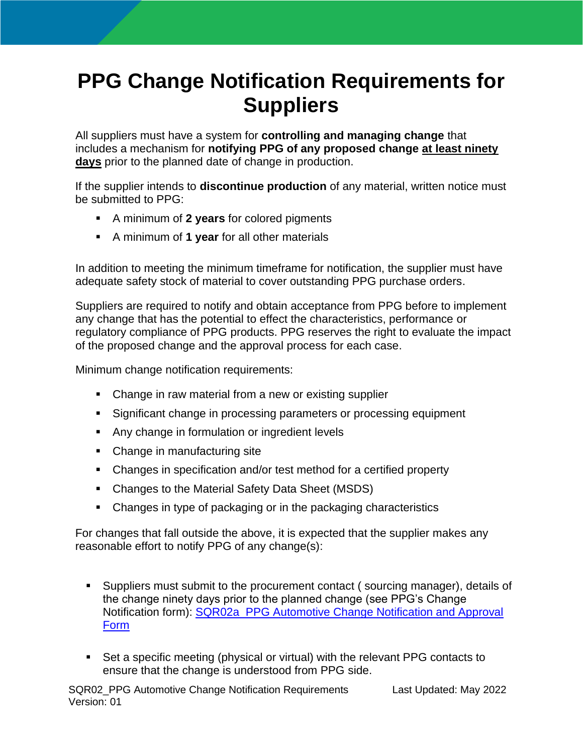# PPG Change Notification Requirements for Suppliers

All suppliers must have a system for **controlling and managing change** that includes a mechanism for **notifying PPG of any proposed change** <u>**at least ninety days**</u> prior to the planned date of change in production.

If the supplier intends to **discontinue production** of any material, written notice must be submitted to PPG:

- A minimum of **2 years** for colored pigments
- A minimum of **1 year** for all other materials

In addition to meeting the minimum timeframe for notification, the supplier must have adequate safety stock of material to cover outstanding PPG purchase orders.

Suppliers are required to notify and obtain acceptance from PPG before to implement any change that has the potential to effect the characteristics, performance or regulatory compliance of PPG products. PPG reserves the right to evaluate the impact of the proposed change and the approval process for each case.

Minimum change notification requirements:

- Change in raw material from a new or existing supplier
- Significant change in processing parameters or processing equipment
- Any change in formulation or ingredient levels
- Change in manufacturing site
- Changes in specification and/or test method for a certified property
- Changes to the Material Safety Data Sheet (MSDS)
- Changes in type of packaging or in the packaging characteristics

For changes that fall outside the above, it is expected that the supplier makes any reasonable effort to notify PPG of any change(s):

- Suppliers must submit to the procurement contact ( sourcing manager), details of the change ninety days prior to the planned change (see PPG's Change Notification form): SQR02a PPG Automotive Change Notification and Approval Form

- Set a specific meeting (physical or virtual) with the relevant PPG contacts to ensure that the change is understood from PPG side.

SQR02_PPG Automotive Change Notification Requirements Last Updated: May 2022
Version: 01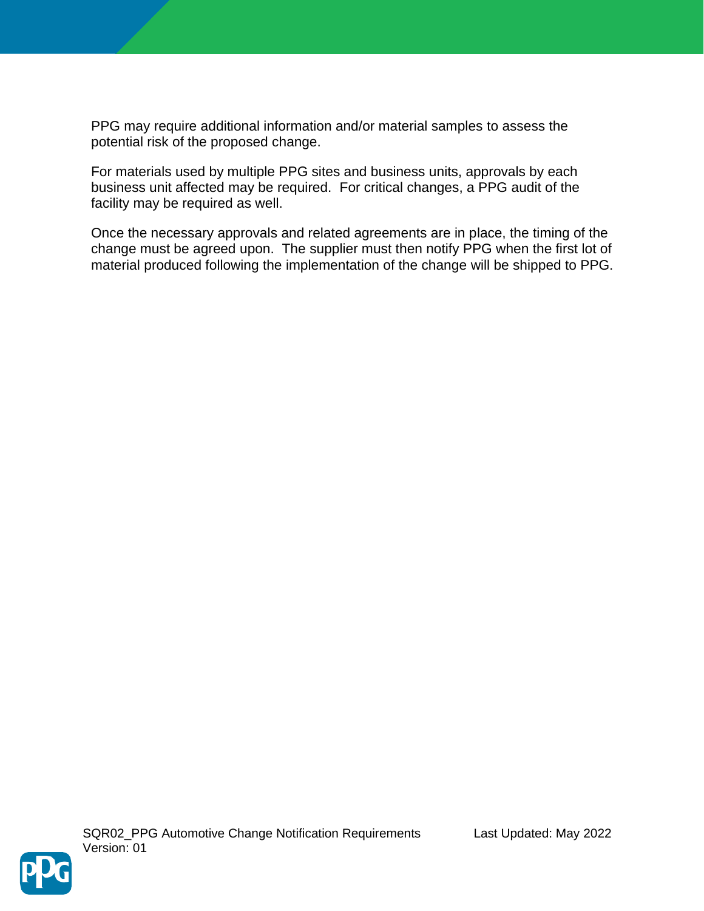PPG may require additional information and/or material samples to assess the potential risk of the proposed change.

For materials used by multiple PPG sites and business units, approvals by each business unit affected may be required. For critical changes, a PPG audit of the facility may be required as well.

Once the necessary approvals and related agreements are in place, the timing of the change must be agreed upon. The supplier must then notify PPG when the first lot of material produced following the implementation of the change will be shipped to PPG.